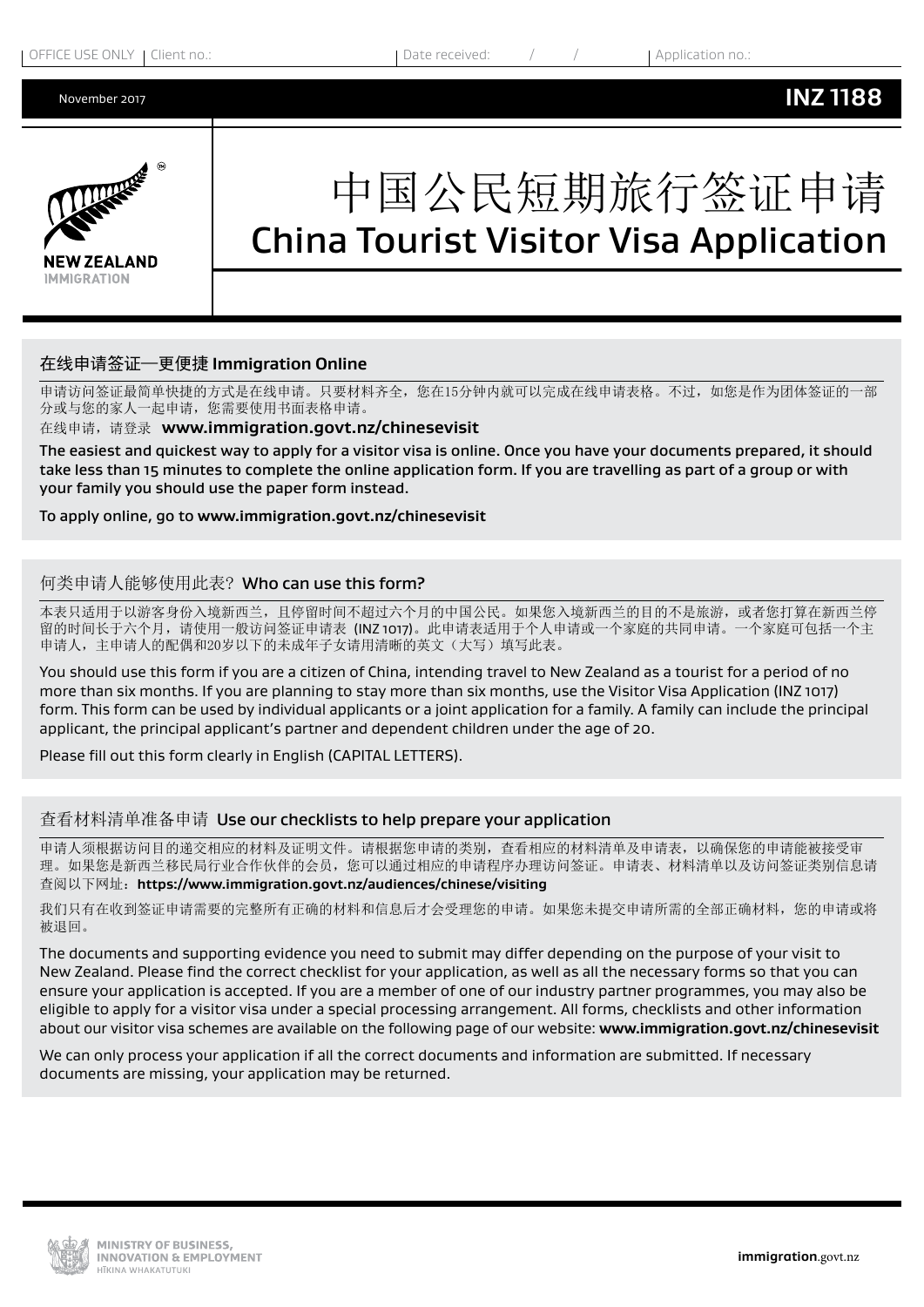OFFICE USE ONLY | Client no.: | Date received: / / | Application no.:

November 2017 **INZ 1188**

NEW ZEALAND IMMIGRATION

# 中国公民短期旅行签证申请
# China Tourist Visitor Visa Application

## 在线申请签证—更便捷 Immigration Online

申请访问签证最简单快捷的方式是在线申请。只要材料齐全，您在15分钟内就可以完成在线申请表格。不过，如您是作为团体签证的一部分或与您的家人一起申请，您需要使用书面表格申请。

在线申请，请登录 **www.immigration.govt.nz/chinesevisit**

The easiest and quickest way to apply for a visitor visa is online. Once you have your documents prepared, it should take less than 15 minutes to complete the online application form. If you are travelling as part of a group or with your family you should use the paper form instead.

To apply online, go to **www.immigration.govt.nz/chinesevisit**

## 何类申请人能够使用此表？Who can use this form?

本表只适用于以游客身份入境新西兰，且停留时间不超过六个月的中国公民。如果您入境新西兰的目的不是旅游，或者您打算在新西兰停留的时间长于六个月，请使用一般访问签证申请表（INZ 1017）。此申请表适用于个人申请或一个家庭的共同申请。一个家庭可包括一个主申请人，主申请人的配偶和20岁以下的未成年子女请用清晰的英文（大写）填写此表。

You should use this form if you are a citizen of China, intending travel to New Zealand as a tourist for a period of no more than six months. If you are planning to stay more than six months, use the Visitor Visa Application (INZ 1017) form. This form can be used by individual applicants or a joint application for a family. A family can include the principal applicant, the principal applicant's partner and dependent children under the age of 20.

Please fill out this form clearly in English (CAPITAL LETTERS).

## 查看材料清单准备申请 Use our checklists to help prepare your application

申请人须根据访问目的递交相应的材料及证明文件。请根据您申请的类别，查看相应的材料清单及申请表，以确保您的申请能被接受审理。如果您是新西兰移民局行业合作伙伴的会员，您可以通过相应的申请程序办理访问签证。申请表、材料清单以及访问签证类别信息请查阅以下网址：**https://www.immigration.govt.nz/audiences/chinese/visiting**

我们只有在收到签证申请需要的完整所有正确的材料和信息后才会受理您的申请。如果您未提交申请所需的全部正确材料，您的申请或将被退回。

The documents and supporting evidence you need to submit may differ depending on the purpose of your visit to New Zealand. Please find the correct checklist for your application, as well as all the necessary forms so that you can ensure your application is accepted. If you are a member of one of our industry partner programmes, you may also be eligible to apply for a visitor visa under a special processing arrangement. All forms, checklists and other information about our visitor visa schemes are available on the following page of our website: **www.immigration.govt.nz/chinesevisit**

We can only process your application if all the correct documents and information are submitted. If necessary documents are missing, your application may be returned.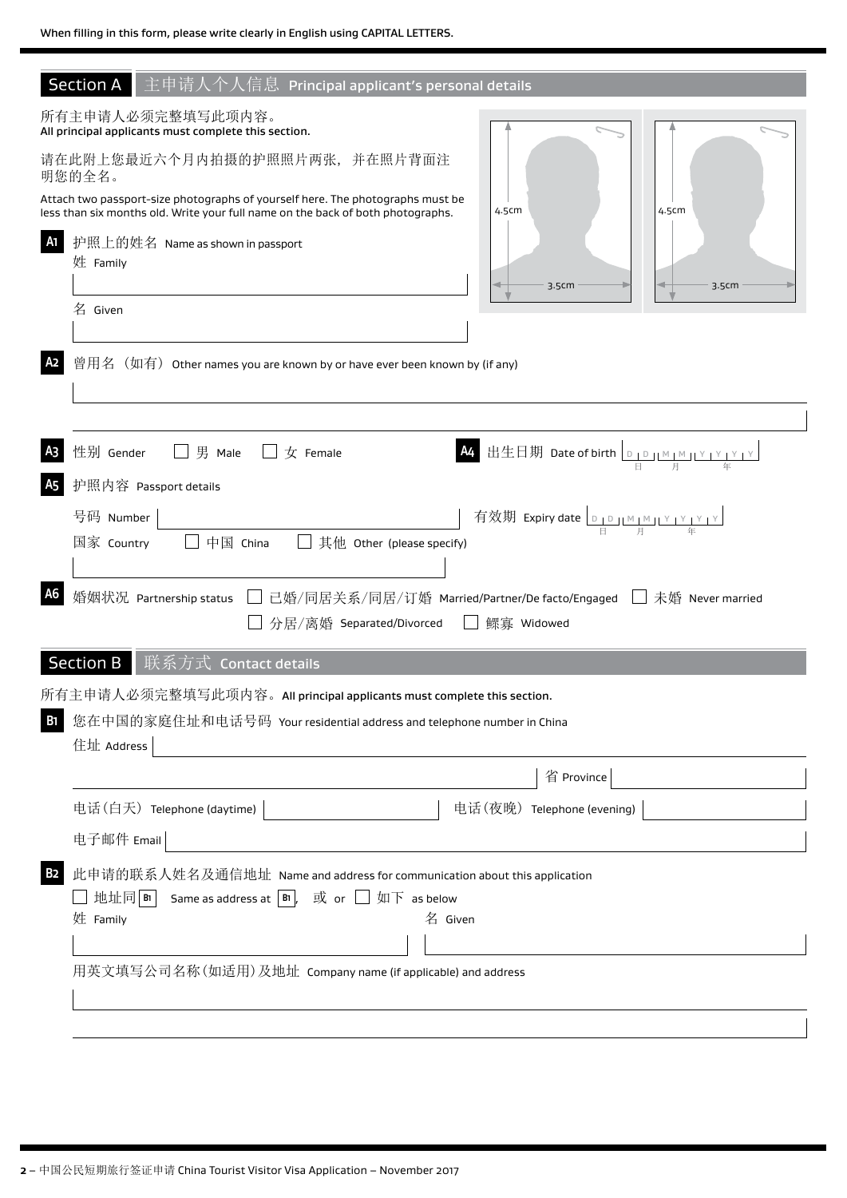When filling in this form, please write clearly in English using CAPITAL LETTERS.

## Section A 主申请人个人信息 Principal applicant's personal details

所有主申请人必须完整填写此项内容。
All principal applicants must complete this section.

请在此附上您最近六个月内拍摄的护照照片两张，并在照片背面注明您的全名。

Attach two passport-size photographs of yourself here. The photographs must be less than six months old. Write your full name on the back of both photographs.

4.5cm × 3.5cm | 4.5cm × 3.5cm

**A1** 护照上的姓名 Name as shown in passport

姓 Family

名 Given

**A2** 曾用名（如有） Other names you are known by or have ever been known by (if any)

**A3** 性别 Gender ☐ 男 Male ☐ 女 Female

**A4** 出生日期 Date of birth D D 日 M M 月 Y Y Y Y 年

**A5** 护照内容 Passport details

号码 Number

有效期 Expiry date D D 日 M M 月 Y Y Y Y 年

国家 Country ☐ 中国 China ☐ 其他 Other (please specify)

**A6** 婚姻状况 Partnership status ☐ 已婚/同居关系/同居/订婚 Married/Partner/De facto/Engaged ☐ 未婚 Never married ☐ 分居/离婚 Separated/Divorced ☐ 鳏寡 Widowed

## Section B 联系方式 Contact details

所有主申请人必须完整填写此项内容。**All principal applicants must complete this section.**

**B1** 您在中国的家庭住址和电话号码 Your residential address and telephone number in China

住址 Address

省 Province

电话(白天) Telephone (daytime)

电话(夜晚) Telephone (evening)

电子邮件 Email

**B2** 此申请的联系人姓名及通信地址 Name and address for communication about this application

☐ 地址同 B1 Same as address at B1, 或 or ☐ 如下 as below

姓 Family

名 Given

用英文填写公司名称(如适用)及地址 Company name (if applicable) and address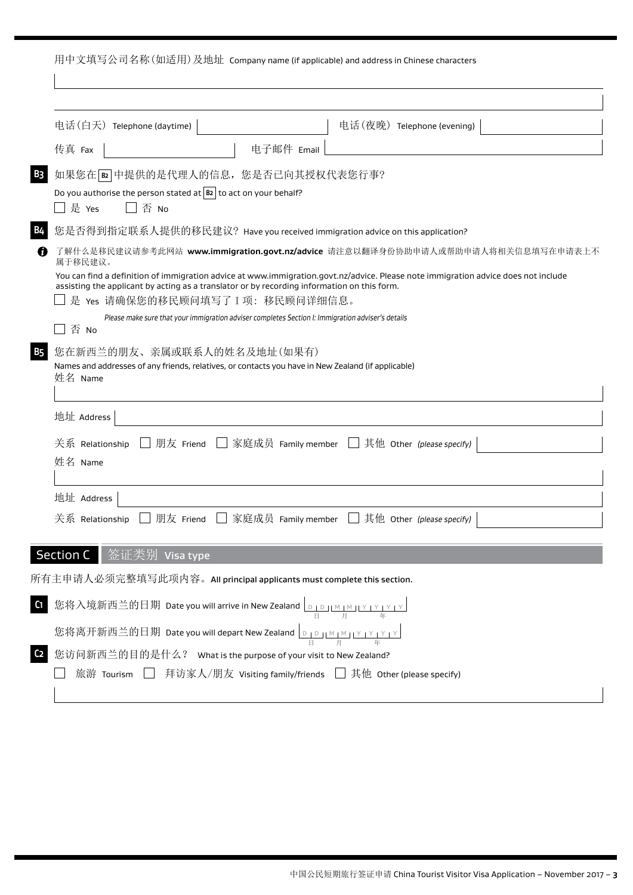用中文填写公司名称(如适用)及地址 Company name (if applicable) and address in Chinese characters

电话(白天) Telephone (daytime)  电话(夜晚) Telephone (evening)

传真 Fax  电子邮件 Email

**B3** 如果您在 B2 中提供的是代理人的信息，您是否已向其授权代表您行事?

Do you authorise the person stated at B2 to act on your behalf?

☐ 是 Yes ☐ 否 No

**B4** 您是否得到指定联系人提供的移民建议? Have you received immigration advice on this application?

了解什么是移民建议请参考此网站 **www.immigration.govt.nz/advice** 请注意以翻译身份协助申请人或帮助申请人将相关信息填写在申请表上不属于移民建议。

You can find a definition of immigration advice at www.immigration.govt.nz/advice. Please note immigration advice does not include assisting the applicant by acting as a translator or by recording information on this form.

☐ 是 Yes 请确保您的移民顾问填写了 I 项: 移民顾问详细信息。

*Please make sure that your immigration adviser completes Section I: Immigration adviser's details*

☐ 否 No

**B5** 您在新西兰的朋友、亲属或联系人的姓名及地址(如果有)

Names and addresses of any friends, relatives, or contacts you have in New Zealand (if applicable)

姓名 Name

地址 Address

关系 Relationship ☐ 朋友 Friend ☐ 家庭成员 Family member ☐ 其他 Other *(please specify)*

姓名 Name

地址 Address

关系 Relationship ☐ 朋友 Friend ☐ 家庭成员 Family member ☐ 其他 Other *(please specify)*

## Section C 签证类别 Visa type

所有主申请人必须完整填写此项内容。**All principal applicants must complete this section.**

**C1** 您将入境新西兰的日期 Date you will arrive in New Zealand DD MM YYYY (日 月 年)

您将离开新西兰的日期 Date you will depart New Zealand DD MM YYYY (日 月 年)

**C2** 您访问新西兰的目的是什么? What is the purpose of your visit to New Zealand?

☐ 旅游 Tourism ☐ 拜访家人/朋友 Visiting family/friends ☐ 其他 Other (please specify)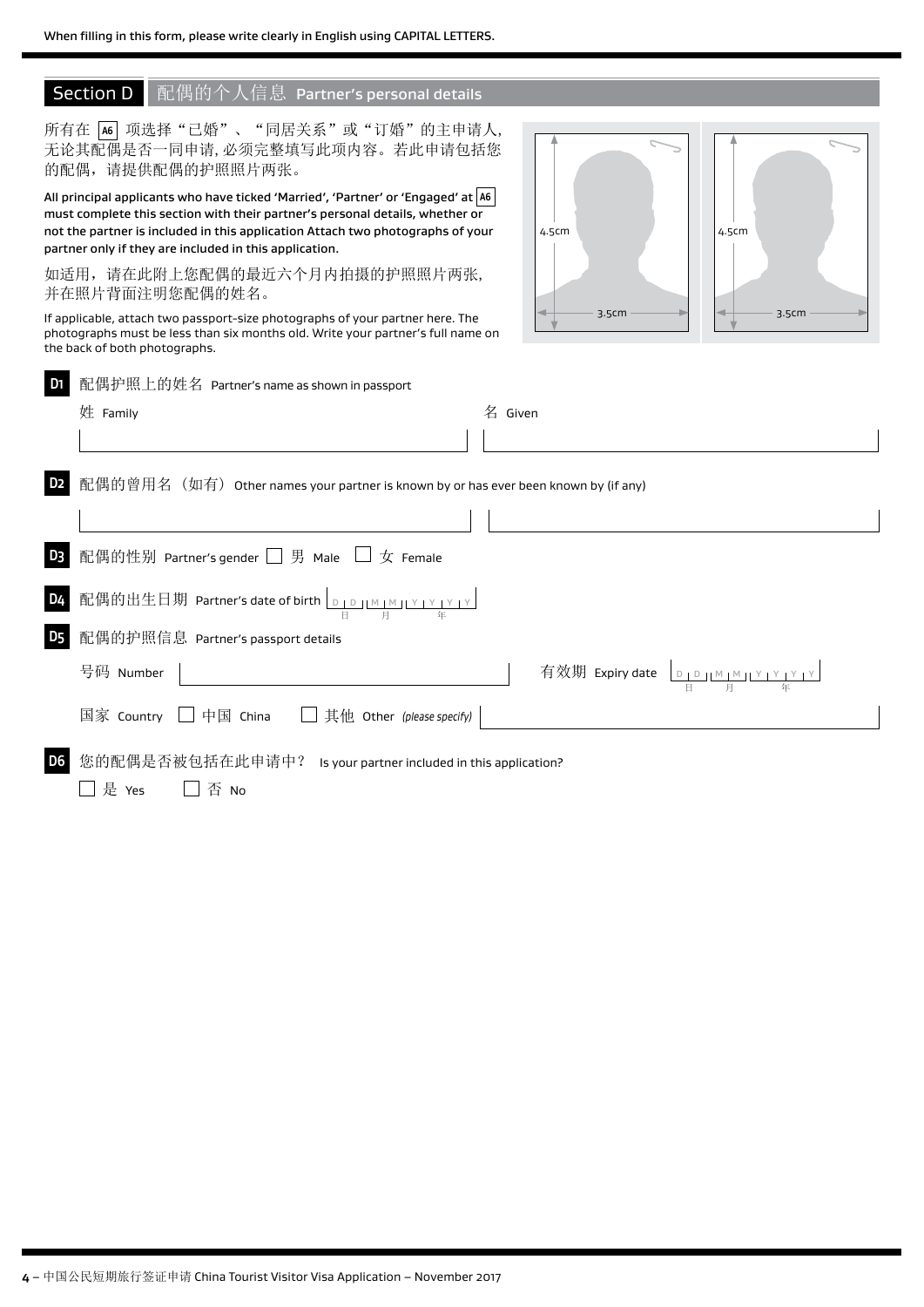When filling in this form, please write clearly in English using CAPITAL LETTERS.

## Section D 配偶的个人信息 Partner's personal details

所有在 A6 项选择“已婚”、“同居关系”或“订婚”的主申请人，无论其配偶是否一同申请，必须完整填写此项内容。若此申请包括您的配偶，请提供配偶的护照照片两张。

**All principal applicants who have ticked 'Married', 'Partner' or 'Engaged' at A6 must complete this section with their partner's personal details, whether or not the partner is included in this application Attach two photographs of your partner only if they are included in this application.**

如适用，请在此附上您配偶的最近六个月内拍摄的护照照片两张，并在照片背面注明您配偶的姓名。

If applicable, attach two passport-size photographs of your partner here. The photographs must be less than six months old. Write your partner's full name on the back of both photographs.

4.5cm × 3.5cm | 4.5cm × 3.5cm

**D1** 配偶护照上的姓名 Partner's name as shown in passport

姓 Family ______________________ 名 Given ______________________

**D2** 配偶的曾用名（如有） Other names your partner is known by or has ever been known by (if any)

______________________ ______________________

**D3** 配偶的性别 Partner's gender ☐ 男 Male ☐ 女 Female

**D4** 配偶的出生日期 Partner's date of birth D D / M M / Y Y Y Y (日 月 年)

**D5** 配偶的护照信息 Partner's passport details

号码 Number ______________________ 有效期 Expiry date D D / M M / Y Y Y Y (日 月 年)

国家 Country ☐ 中国 China ☐ 其他 Other *(please specify)* ______________________

**D6** 您的配偶是否被包括在此申请中？ Is your partner included in this application?

☐ 是 Yes ☐ 否 No

4 – 中国公民短期旅行签证申请 China Tourist Visitor Visa Application – November 2017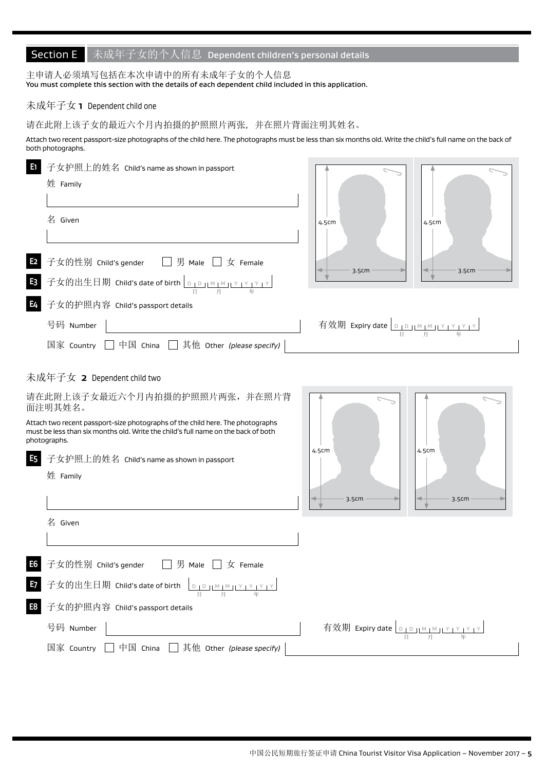## Section E 未成年子女的个人信息 Dependent children's personal details

主申请人必须填写包括在本次申请中的所有未成年子女的个人信息
**You must complete this section with the details of each dependent child included in this application.**

### 未成年子女 1 Dependent child one

请在此附上该子女的最近六个月内拍摄的护照照片两张，并在照片背面注明其姓名。

Attach two recent passport-size photographs of the child here. The photographs must be less than six months old. Write the child's full name on the back of both photographs.

4.5cm × 3.5cm | 4.5cm × 3.5cm

**E1** 子女护照上的姓名 Child's name as shown in passport

姓 Family

名 Given

**E2** 子女的性别 Child's gender ☐ 男 Male ☐ 女 Female

**E3** 子女的出生日期 Child's date of birth DD/MM/YYYY (日 月 年)

**E4** 子女的护照内容 Child's passport details

号码 Number

有效期 Expiry date DD/MM/YYYY (日 月 年)

国家 Country ☐ 中国 China ☐ 其他 Other *(please specify)*

### 未成年子女 2 Dependent child two

请在此附上该子女最近六个月内拍摄的护照照片两张，并在照片背面注明其姓名。

Attach two recent passport-size photographs of the child here. The photographs must be less than six months old. Write the child's full name on the back of both photographs.

4.5cm × 3.5cm | 4.5cm × 3.5cm

**E5** 子女护照上的姓名 Child's name as shown in passport

姓 Family

名 Given

**E6** 子女的性别 Child's gender ☐ 男 Male ☐ 女 Female

**E7** 子女的出生日期 Child's date of birth DD/MM/YYYY (日 月 年)

**E8** 子女的护照内容 Child's passport details

号码 Number

有效期 Expiry date DD/MM/YYYY (日 月 年)

国家 Country ☐ 中国 China ☐ 其他 Other *(please specify)*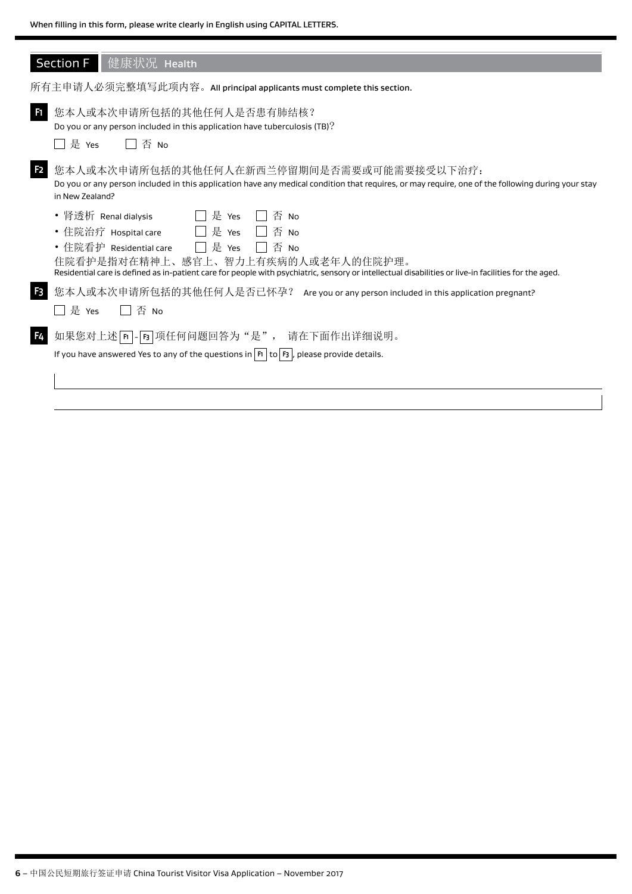When filling in this form, please write clearly in English using CAPITAL LETTERS.

## Section F 健康状况 Health

所有主申请人必须完整填写此项内容。All principal applicants must complete this section.

**F1** 您本人或本次申请所包括的其他任何人是否患有肺结核？
Do you or any person included in this application have tuberculosis (TB)?

☐ 是 Yes ☐ 否 No

**F2** 您本人或本次申请所包括的其他任何人在新西兰停留期间是否需要或可能需要接受以下治疗：
Do you or any person included in this application have any medical condition that requires, or may require, one of the following during your stay in New Zealand?

- 肾透析 Renal dialysis ☐ 是 Yes ☐ 否 No
- 住院治疗 Hospital care ☐ 是 Yes ☐ 否 No
- 住院看护 Residential care ☐ 是 Yes ☐ 否 No

住院看护是指对在精神上、感官上、智力上有疾病的人或老年人的住院护理。
Residential care is defined as in-patient care for people with psychiatric, sensory or intellectual disabilities or live-in facilities for the aged.

**F3** 您本人或本次申请所包括的其他任何人是否已怀孕？ Are you or any person included in this application pregnant?

☐ 是 Yes ☐ 否 No

**F4** 如果您对上述 F1 - F3 项任何问题回答为"是"， 请在下面作出详细说明。
If you have answered Yes to any of the questions in F1 to F3, please provide details.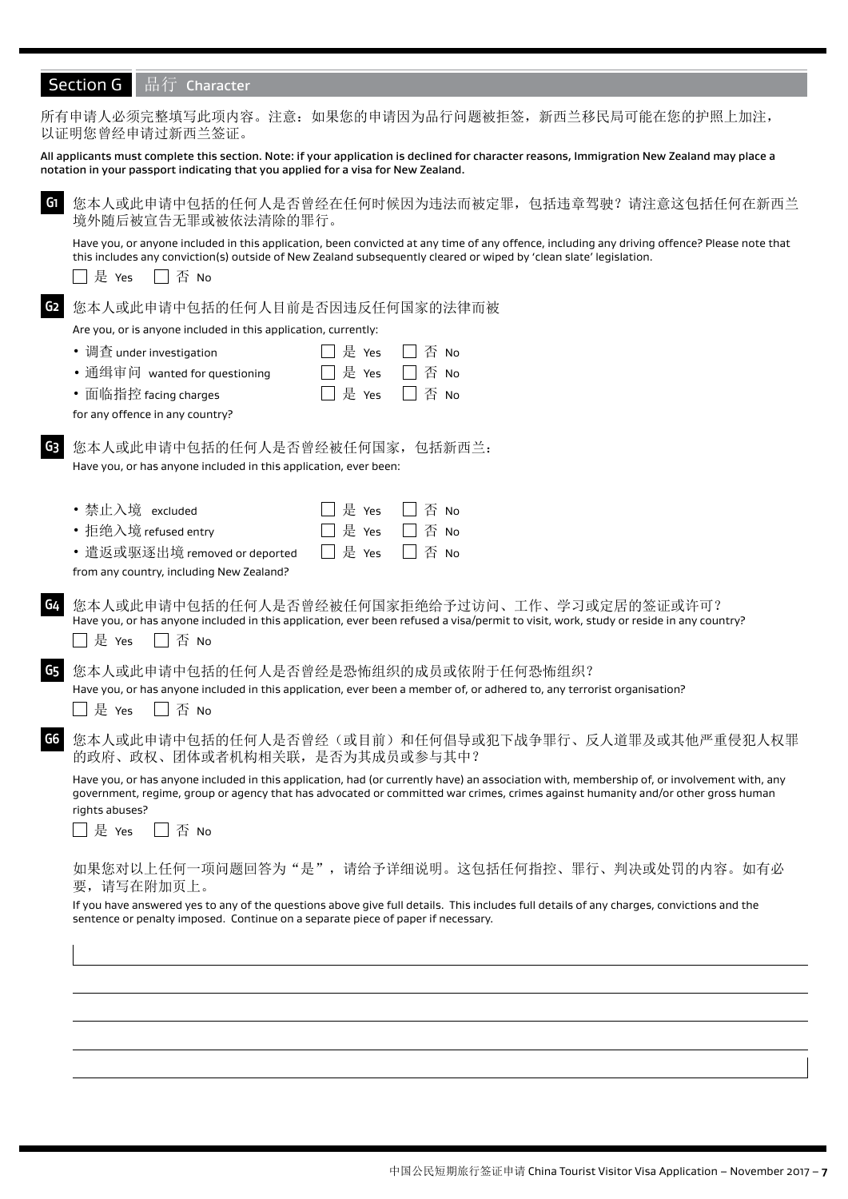## Section G 品行 Character

所有申请人必须完整填写此项内容。注意：如果您的申请因为品行问题被拒签，新西兰移民局可能在您的护照上加注，以证明您曾经申请过新西兰签证。

All applicants must complete this section. Note: if your application is declined for character reasons, Immigration New Zealand may place a notation in your passport indicating that you applied for a visa for New Zealand.

**G1** 您本人或此申请中包括的任何人是否曾经在任何时候因为违法而被定罪，包括违章驾驶？请注意这包括任何在新西兰境外随后被宣告无罪或被依法清除的罪行。

Have you, or anyone included in this application, been convicted at any time of any offence, including any driving offence? Please note that this includes any conviction(s) outside of New Zealand subsequently cleared or wiped by 'clean slate' legislation.

☐ 是 Yes ☐ 否 No

**G2** 您本人或此申请中包括的任何人目前是否因违反任何国家的法律而被

Are you, or is anyone included in this application, currently:

| | | |
|---|---|---|
| • 调查 under investigation | ☐ 是 Yes | ☐ 否 No |
| • 通缉审问 wanted for questioning | ☐ 是 Yes | ☐ 否 No |
| • 面临指控 facing charges | ☐ 是 Yes | ☐ 否 No |

for any offence in any country?

**G3** 您本人或此申请中包括的任何人是否曾经被任何国家，包括新西兰：

Have you, or has anyone included in this application, ever been:

| | | |
|---|---|---|
| • 禁止入境 excluded | ☐ 是 Yes | ☐ 否 No |
| • 拒绝入境 refused entry | ☐ 是 Yes | ☐ 否 No |
| • 遣返或驱逐出境 removed or deported | ☐ 是 Yes | ☐ 否 No |

from any country, including New Zealand?

**G4** 您本人或此申请中包括的任何人是否曾经被任何国家拒绝给予过访问、工作、学习或定居的签证或许可？

Have you, or has anyone included in this application, ever been refused a visa/permit to visit, work, study or reside in any country?

☐ 是 Yes ☐ 否 No

**G5** 您本人或此申请中包括的任何人是否曾经是恐怖组织的成员或依附于任何恐怖组织？

Have you, or has anyone included in this application, ever been a member of, or adhered to, any terrorist organisation?

☐ 是 Yes ☐ 否 No

**G6** 您本人或此申请中包括的任何人是否曾经（或目前）和任何倡导或犯下战争罪行、反人道罪及或其他严重侵犯人权罪的政府、政权、团体或者机构相关联，是否为其成员或参与其中？

Have you, or has anyone included in this application, had (or currently have) an association with, membership of, or involvement with, any government, regime, group or agency that has advocated or committed war crimes, crimes against humanity and/or other gross human rights abuses?

☐ 是 Yes ☐ 否 No

如果您对以上任何一项问题回答为"是"，请给予详细说明。这包括任何指控、罪行、判决或处罚的内容。如有必要，请写在附加页上。

If you have answered yes to any of the questions above give full details. This includes full details of any charges, convictions and the sentence or penalty imposed. Continue on a separate piece of paper if necessary.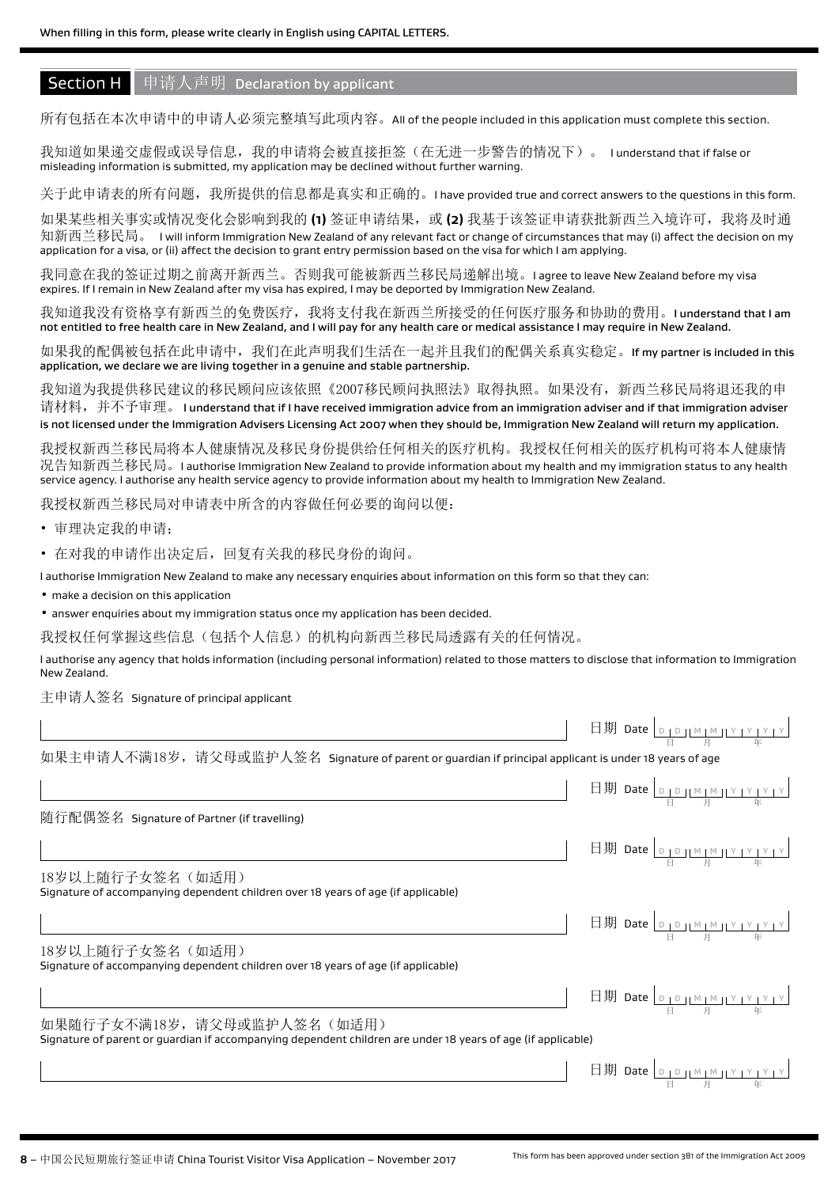When filling in this form, please write clearly in English using CAPITAL LETTERS.

## Section H 申请人声明 Declaration by applicant

所有包括在本次申请中的申请人必须完整填写此项内容。All of the people included in this application must complete this section.

我知道如果递交虚假或误导信息，我的申请将会被直接拒签（在无进一步警告的情况下）。 I understand that if false or misleading information is submitted, my application may be declined without further warning.

关于此申请表的所有问题，我所提供的信息都是真实和正确的。I have provided true and correct answers to the questions in this form.

如果某些相关事实或情况变化会影响到我的 **(1)** 签证申请结果，或 **(2)** 我基于该签证申请获批新西兰入境许可，我将及时通知新西兰移民局。 I will inform Immigration New Zealand of any relevant fact or change of circumstances that may (i) affect the decision on my application for a visa, or (ii) affect the decision to grant entry permission based on the visa for which I am applying.

我同意在我的签证过期之前离开新西兰。否则我可能被新西兰移民局递解出境。I agree to leave New Zealand before my visa expires. If I remain in New Zealand after my visa has expired, I may be deported by Immigration New Zealand.

我知道我没有资格享有新西兰的免费医疗，我将支付我在新西兰所接受的任何医疗服务和协助的费用。**I understand that I am not entitled to free health care in New Zealand, and I will pay for any health care or medical assistance I may require in New Zealand.**

如果我的配偶被包括在此申请中，我们在此声明我们生活在一起并且我们的配偶关系真实稳定。**If my partner is included in this application, we declare we are living together in a genuine and stable partnership.**

我知道为我提供移民建议的移民顾问应该依照《2007移民顾问执照法》取得执照。如果没有，新西兰移民局将退还我的申请材料，并不予审理。 **I understand that if I have received immigration advice from an immigration adviser and if that immigration adviser is not licensed under the Immigration Advisers Licensing Act 2007 when they should be, Immigration New Zealand will return my application.**

我授权新西兰移民局将本人健康情况及移民身份提供给任何相关的医疗机构。我授权任何相关的医疗机构可将本人健康情况告知新西兰移民局。I authorise Immigration New Zealand to provide information about my health and my immigration status to any health service agency. I authorise any health service agency to provide information about my health to Immigration New Zealand.

我授权新西兰移民局对申请表中所含的内容做任何必要的询问以便：

- 审理决定我的申请；
- 在对我的申请作出决定后，回复有关我的移民身份的询问。

I authorise Immigration New Zealand to make any necessary enquiries about information on this form so that they can:

- make a decision on this application
- answer enquiries about my immigration status once my application has been decided.

我授权任何掌握这些信息（包括个人信息）的机构向新西兰移民局透露有关的任何情况。

I authorise any agency that holds information (including personal information) related to those matters to disclose that information to Immigration New Zealand.

主申请人签名 Signature of principal applicant

日期 Date DD 日 MM 月 YYYY 年

如果主申请人不满18岁，请父母或监护人签名 Signature of parent or guardian if principal applicant is under 18 years of age

日期 Date DD 日 MM 月 YYYY 年

随行配偶签名 Signature of Partner (if travelling)

日期 Date DD 日 MM 月 YYYY 年

18岁以上随行子女签名（如适用）
Signature of accompanying dependent children over 18 years of age (if applicable)

日期 Date DD 日 MM 月 YYYY 年

18岁以上随行子女签名（如适用）
Signature of accompanying dependent children over 18 years of age (if applicable)

日期 Date DD 日 MM 月 YYYY 年

如果随行子女不满18岁，请父母或监护人签名（如适用）
Signature of parent or guardian if accompanying dependent children are under 18 years of age (if applicable)

日期 Date DD 日 MM 月 YYYY 年

This form has been approved under section 381 of the Immigration Act 2009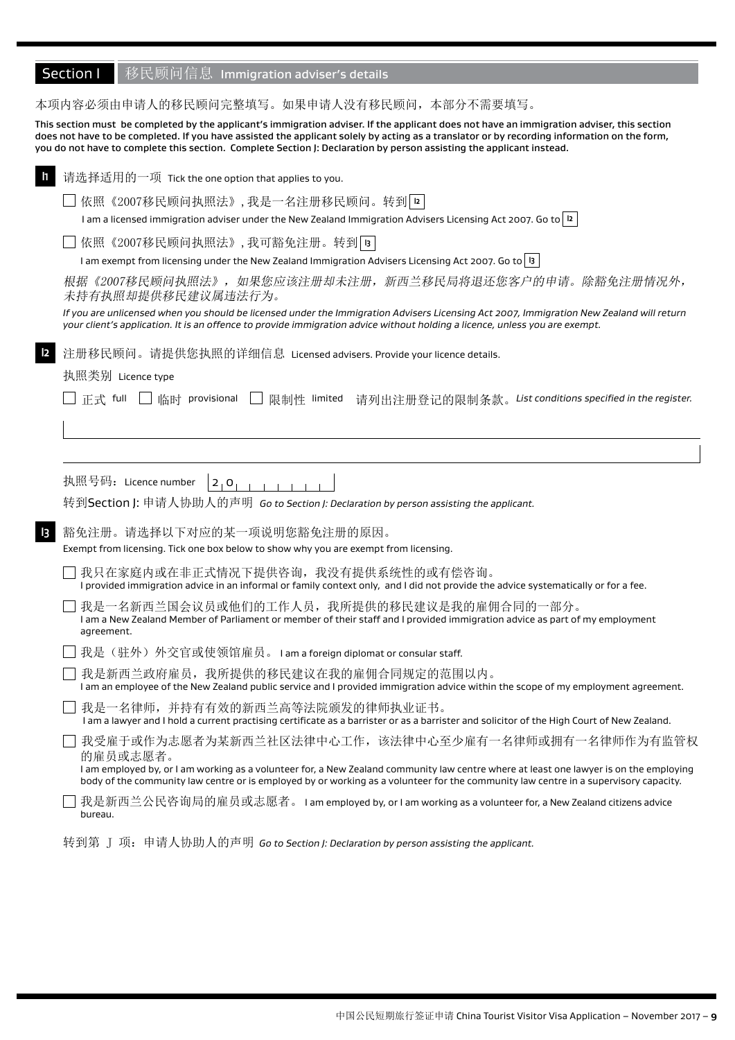## Section I 移民顾问信息 Immigration adviser's details

本项内容必须由申请人的移民顾问完整填写。如果申请人没有移民顾问，本部分不需要填写。

**This section must be completed by the applicant's immigration adviser. If the applicant does not have an immigration adviser, this section does not have to be completed. If you have assisted the applicant solely by acting as a translator or by recording information on the form, you do not have to complete this section. Complete Section J: Declaration by person assisting the applicant instead.**

**I1** 请选择适用的一项 Tick the one option that applies to you.

☐ 依照《2007移民顾问执照法》, 我是一名注册移民顾问。转到 I2
I am a licensed immigration adviser under the New Zealand Immigration Advisers Licensing Act 2007. Go to I2

☐ 依照《2007移民顾问执照法》, 我可豁免注册。转到 I3
I am exempt from licensing under the New Zealand Immigration Advisers Licensing Act 2007. Go to I3

*根据《2007移民顾问执照法》，如果您应该注册却未注册，新西兰移民局将退还您客户的申请。除豁免注册情况外，未持有执照却提供移民建议属违法行为。*

*If you are unlicensed when you should be licensed under the Immigration Advisers Licensing Act 2007, Immigration New Zealand will return your client's application. It is an offence to provide immigration advice without holding a licence, unless you are exempt.*

**I2** 注册移民顾问。请提供您执照的详细信息 Licensed advisers. Provide your licence details.

执照类别 Licence type

☐ 正式 full ☐ 临时 provisional ☐ 限制性 limited 请列出注册登记的限制条款。*List conditions specified in the register.*

执照号码：Licence number 2 0 _ _ _ _ _ _ _ _

转到Section J: 申请人协助人的声明 *Go to Section J: Declaration by person assisting the applicant.*

**I3** 豁免注册。请选择以下对应的某一项说明您豁免注册的原因。
Exempt from licensing. Tick one box below to show why you are exempt from licensing.

☐ 我只在家庭内或在非正式情况下提供咨询，我没有提供系统性的或有偿咨询。
I provided immigration advice in an informal or family context only, and I did not provide the advice systematically or for a fee.

☐ 我是一名新西兰国会议员或他们的工作人员，我所提供的移民建议是我的雇佣合同的一部分。
I am a New Zealand Member of Parliament or member of their staff and I provided immigration advice as part of my employment agreement.

☐ 我是（驻外）外交官或使领馆雇员。 I am a foreign diplomat or consular staff.

☐ 我是新西兰政府雇员，我所提供的移民建议在我的雇佣合同规定的范围以内。
I am an employee of the New Zealand public service and I provided immigration advice within the scope of my employment agreement.

☐ 我是一名律师，并持有有效的新西兰高等法院颁发的律师执业证书。
I am a lawyer and I hold a current practising certificate as a barrister or as a barrister and solicitor of the High Court of New Zealand.

☐ 我受雇于或作为志愿者为某新西兰社区法律中心工作，该法律中心至少雇有一名律师或拥有一名律师作为有监管权的雇员或志愿者。
I am employed by, or I am working as a volunteer for, a New Zealand community law centre where at least one lawyer is on the employing body of the community law centre or is employed by or working as a volunteer for the community law centre in a supervisory capacity.

☐ 我是新西兰公民咨询局的雇员或志愿者。 I am employed by, or I am working as a volunteer for, a New Zealand citizens advice bureau.

转到第 J 项：申请人协助人的声明 *Go to Section J: Declaration by person assisting the applicant.*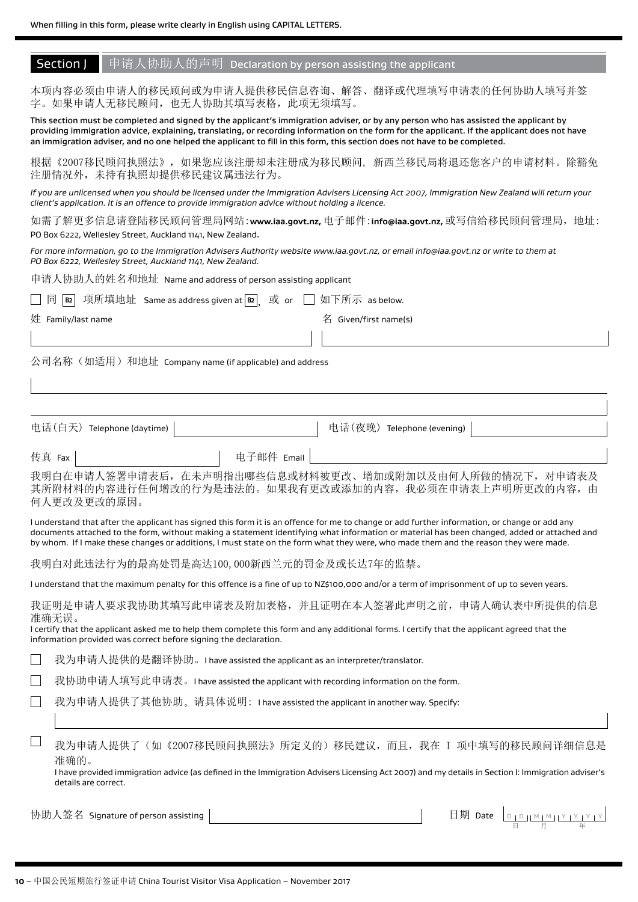When filling in this form, please write clearly in English using CAPITAL LETTERS.

## Section J 申请人协助人的声明 Declaration by person assisting the applicant

本项内容必须由申请人的移民顾问或为申请人提供移民信息咨询、解答、翻译或代理填写申请表的任何协助人填写并签字。如果申请人无移民顾问，也无人协助其填写表格，此项无须填写。

This section must be completed and signed by the applicant's immigration adviser, or by any person who has assisted the applicant by providing immigration advice, explaining, translating, or recording information on the form for the applicant. If the applicant does not have an immigration adviser, and no one helped the applicant to fill in this form, this section does not have to be completed.

根据《2007移民顾问执照法》，如果您应该注册却未注册成为移民顾问，新西兰移民局将退还您客户的申请材料。除豁免注册情况外，未持有执照却提供移民建议属违法行为。

*If you are unlicensed when you should be licensed under the Immigration Advisers Licensing Act 2007, Immigration New Zealand will return your client's application. It is an offence to provide immigration advice without holding a licence.*

如需了解更多信息请登陆移民顾问管理局网站：**www.iaa.govt.nz,** 电子邮件：**info@iaa.govt.nz,** 或写信给移民顾问管理局，地址：PO Box 6222, Wellesley Street, Auckland 1141, New Zealand.

*For more information, go to the Immigration Advisers Authority website www.iaa.govt.nz, or email info@iaa.govt.nz or write to them at PO Box 6222, Wellesley Street, Auckland 1141, New Zealand.*

申请人协助人的姓名和地址 Name and address of person assisting applicant

☐ 同 **B2** 项所填地址 Same as address given at **B2**, 或 or ☐ 如下所示 as below.

姓 Family/last name: ______________________ 名 Given/first name(s): ______________________

公司名称（如适用）和地址 Company name (if applicable) and address

______________________

电话(白天) Telephone (daytime): __________ 电话(夜晚) Telephone (evening): __________

传真 Fax: __________ 电子邮件 Email: __________

我明白在申请人签署申请表后，在未声明指出哪些信息或材料被更改、增加或附加以及由何人所做的情况下，对申请表及其所附材料的内容进行任何增改的行为是违法的。如果我有更改或添加的内容，我必须在申请表上声明所更改的内容，由何人更改及更改的原因。

I understand that after the applicant has signed this form it is an offence for me to change or add further information, or change or add any documents attached to the form, without making a statement identifying what information or material has been changed, added or attached and by whom. If I make these changes or additions, I must state on the form what they were, who made them and the reason they were made.

我明白对此违法行为的最高处罚是高达100,000新西兰元的罚金及或长达7年的监禁。

I understand that the maximum penalty for this offence is a fine of up to NZ$100,000 and/or a term of imprisonment of up to seven years.

我证明是申请人要求我协助其填写此申请表及附加表格，并且证明在本人签署此声明之前，申请人确认表中所提供的信息准确无误。
I certify that the applicant asked me to help them complete this form and any additional forms. I certify that the applicant agreed that the information provided was correct before signing the declaration.

☐ 我为申请人提供的是翻译协助。I have assisted the applicant as an interpreter/translator.

☐ 我协助申请人填写此申请表。I have assisted the applicant with recording information on the form.

☐ 我为申请人提供了其他协助。请具体说明：I have assisted the applicant in another way. Specify:

______________________

☐ 我为申请人提供了（如《2007移民顾问执照法》所定义的）移民建议，而且，我在 I 项中填写的移民顾问详细信息是准确的。
I have provided immigration advice (as defined in the Immigration Advisers Licensing Act 2007) and my details in Section I: Immigration adviser's details are correct.

协助人签名 Signature of person assisting: ______________________ 日期 Date: D D / M M / Y Y Y Y (日 月 年)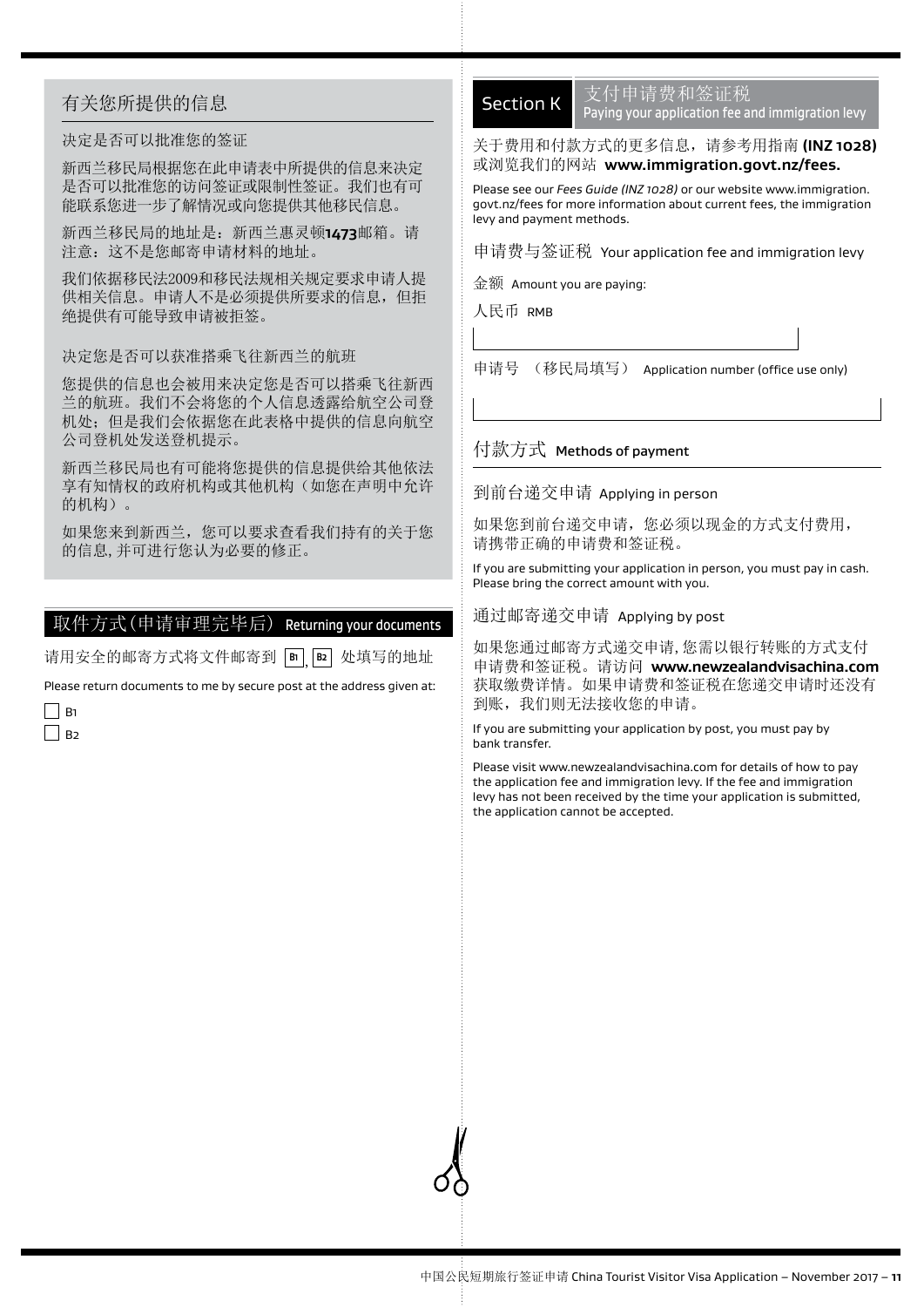## 有关您所提供的信息

决定是否可以批准您的签证

新西兰移民局根据您在此申请表中所提供的信息来决定是否可以批准您的访问签证或限制性签证。我们也有可能联系您进一步了解情况或向您提供其他移民信息。

新西兰移民局的地址是：新西兰惠灵顿**1473**邮箱。请注意：这不是您邮寄申请材料的地址。

我们依据移民法2009和移民法规相关规定要求申请人提供相关信息。申请人不是必须提供所要求的信息，但拒绝提供有可能导致申请被拒签。

决定您是否可以获准搭乘飞往新西兰的航班

您提供的信息也会被用来决定您是否可以搭乘飞往新西兰的航班。我们不会将您的个人信息透露给航空公司登机处；但是我们会依据您在此表格中提供的信息向航空公司登机处发送登机提示。

新西兰移民局也有可能将您提供的信息提供给其他依法享有知情权的政府机构或其他机构（如您在声明中允许的机构）。

如果您来到新西兰，您可以要求查看我们持有的关于您的信息, 并可进行您认为必要的修正。

## 取件方式(申请审理完毕后) Returning your documents

请用安全的邮寄方式将文件邮寄到 B1, B2 处填写的地址

Please return documents to me by secure post at the address given at:

- [ ] B1
- [ ] B2

## Section K 支付申请费和签证税 Paying your application fee and immigration levy

关于费用和付款方式的更多信息，请参考用指南 **(INZ 1028)** 或浏览我们的网站 **www.immigration.govt.nz/fees.**

Please see our *Fees Guide (INZ 1028)* or our website www.immigration.govt.nz/fees for more information about current fees, the immigration levy and payment methods.

申请费与签证税 Your application fee and immigration levy

金额 Amount you are paying:

人民币 RMB

申请号 （移民局填写） Application number (office use only)

### 付款方式 Methods of payment

到前台递交申请 Applying in person

如果您到前台递交申请，您必须以现金的方式支付费用，请携带正确的申请费和签证税。

If you are submitting your application in person, you must pay in cash. Please bring the correct amount with you.

通过邮寄递交申请 Applying by post

如果您通过邮寄方式递交申请, 您需以银行转账的方式支付申请费和签证税。请访问 **www.newzealandvisachina.com** 获取缴费详情。如果申请费和签证税在您递交申请时还没有到账，我们则无法接收您的申请。

If you are submitting your application by post, you must pay by bank transfer.

Please visit www.newzealandvisachina.com for details of how to pay the application fee and immigration levy. If the fee and immigration levy has not been received by the time your application is submitted, the application cannot be accepted.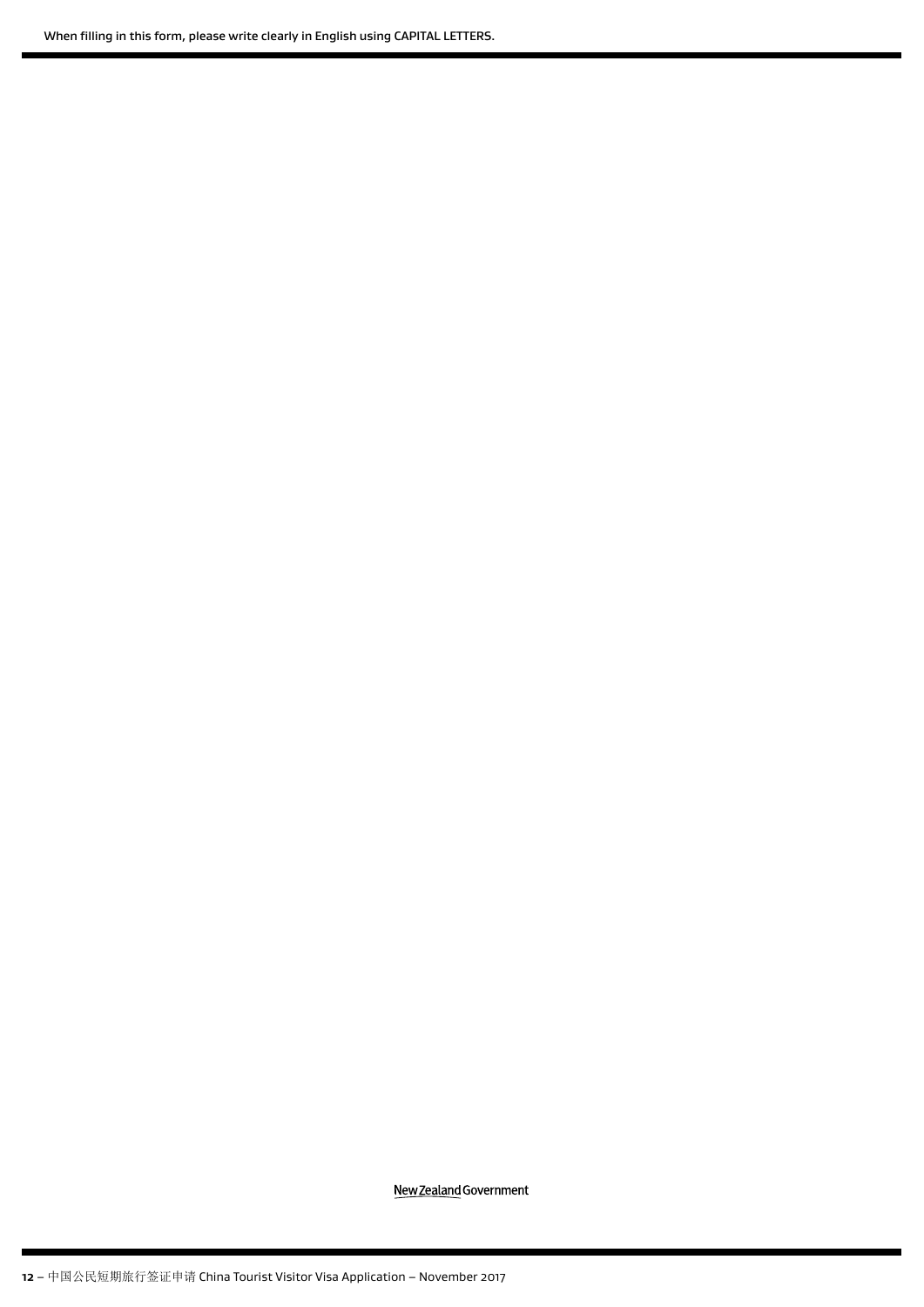New Zealand Government